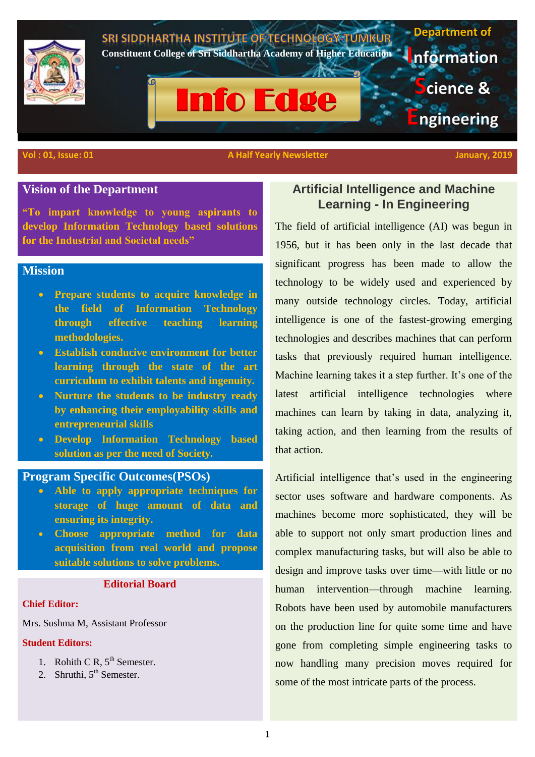SRI SIDDHARTHA INSTITUTE OF TECHNOLOGY-TUMKUR

**Constituent College of Sri Siddhartha Academy of Higher Education**

# Info Edge

**Department of Information Science & Engineering**

**Vol : 01, Issue: 01** | **A Half Yearly Newsletter** | **January, 2019**

## Vision of the Department

**"To impart knowledge to young aspirants to develop Information Technology based solutions for the Industrial and Societal needs"**

## Mission

- **Prepare students to acquire knowledge in the field of Information Technology through effective teaching learning methodologies.**
- **Establish conducive environment for better learning through the state of the art curriculum to exhibit talents and ingenuity.**
- **Nurture the students to be industry ready by enhancing their employability skills and entrepreneurial skills**
- **Develop Information Technology based solution as per the need of Society.**

## Program Specific Outcomes(PSOs)

- **Able to apply appropriate techniques for storage of huge amount of data and ensuring its integrity.**
- **Choose appropriate method for data acquisition from real world and propose suitable solutions to solve problems.**

## Editorial Board

**Chief Editor:**

Mrs. Sushma M, Assistant Professor

**Student Editors:**

1. Rohith C R, 5th Semester.
2. Shruthi, 5th Semester.

## Artificial Intelligence and Machine Learning - In Engineering

The field of artificial intelligence (AI) was begun in 1956, but it has been only in the last decade that significant progress has been made to allow the technology to be widely used and experienced by many outside technology circles. Today, artificial intelligence is one of the fastest-growing emerging technologies and describes machines that can perform tasks that previously required human intelligence. Machine learning takes it a step further. It's one of the latest artificial intelligence technologies where machines can learn by taking in data, analyzing it, taking action, and then learning from the results of that action.

Artificial intelligence that's used in the engineering sector uses software and hardware components. As machines become more sophisticated, they will be able to support not only smart production lines and complex manufacturing tasks, but will also be able to design and improve tasks over time—with little or no human intervention—through machine learning. Robots have been used by automobile manufacturers on the production line for quite some time and have gone from completing simple engineering tasks to now handling many precision moves required for some of the most intricate parts of the process.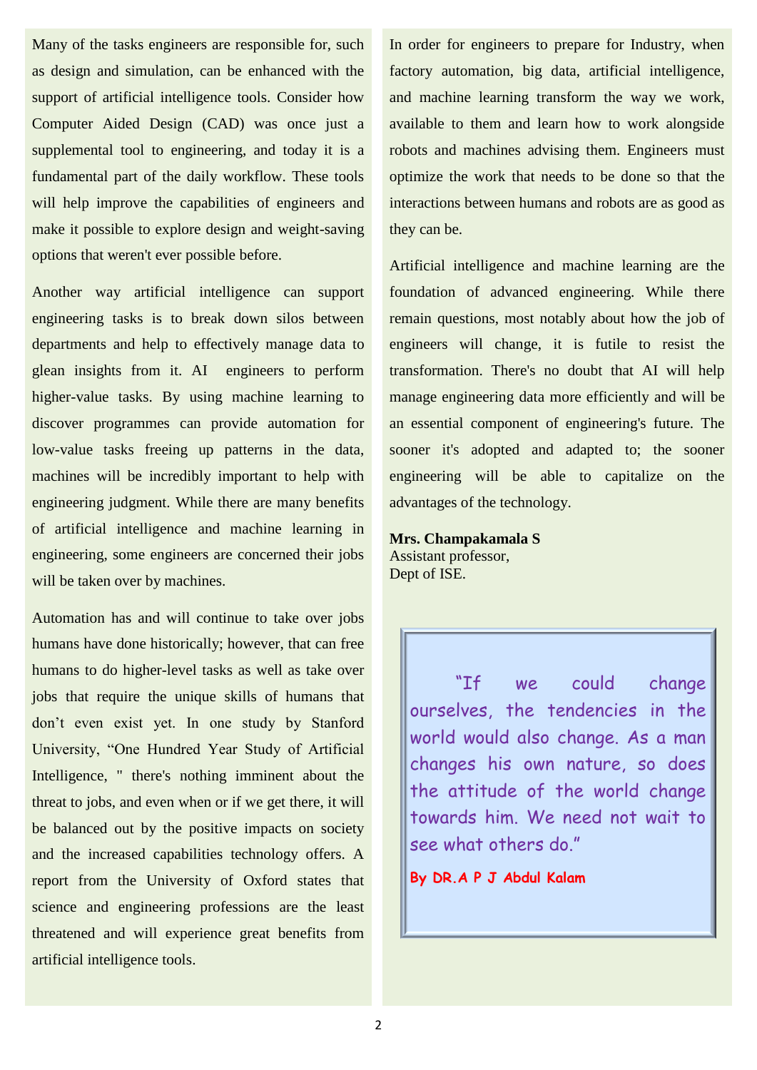Many of the tasks engineers are responsible for, such as design and simulation, can be enhanced with the support of artificial intelligence tools. Consider how Computer Aided Design (CAD) was once just a supplemental tool to engineering, and today it is a fundamental part of the daily workflow. These tools will help improve the capabilities of engineers and make it possible to explore design and weight-saving options that weren't ever possible before.

Another way artificial intelligence can support engineering tasks is to break down silos between departments and help to effectively manage data to glean insights from it. AI engineers to perform higher-value tasks. By using machine learning to discover programmes can provide automation for low-value tasks freeing up patterns in the data, machines will be incredibly important to help with engineering judgment. While there are many benefits of artificial intelligence and machine learning in engineering, some engineers are concerned their jobs will be taken over by machines.

Automation has and will continue to take over jobs humans have done historically; however, that can free humans to do higher-level tasks as well as take over jobs that require the unique skills of humans that don't even exist yet. In one study by Stanford University, "One Hundred Year Study of Artificial Intelligence, " there's nothing imminent about the threat to jobs, and even when or if we get there, it will be balanced out by the positive impacts on society and the increased capabilities technology offers. A report from the University of Oxford states that science and engineering professions are the least threatened and will experience great benefits from artificial intelligence tools.

In order for engineers to prepare for Industry, when factory automation, big data, artificial intelligence, and machine learning transform the way we work, available to them and learn how to work alongside robots and machines advising them. Engineers must optimize the work that needs to be done so that the interactions between humans and robots are as good as they can be.

Artificial intelligence and machine learning are the foundation of advanced engineering. While there remain questions, most notably about how the job of engineers will change, it is futile to resist the transformation. There's no doubt that AI will help manage engineering data more efficiently and will be an essential component of engineering's future. The sooner it's adopted and adapted to; the sooner engineering will be able to capitalize on the advantages of the technology.

**Mrs. Champakamala S**
Assistant professor,
Dept of ISE.

> "If we could change ourselves, the tendencies in the world would also change. As a man changes his own nature, so does the attitude of the world change towards him. We need not wait to see what others do."
>
> **By DR.A P J Abdul Kalam**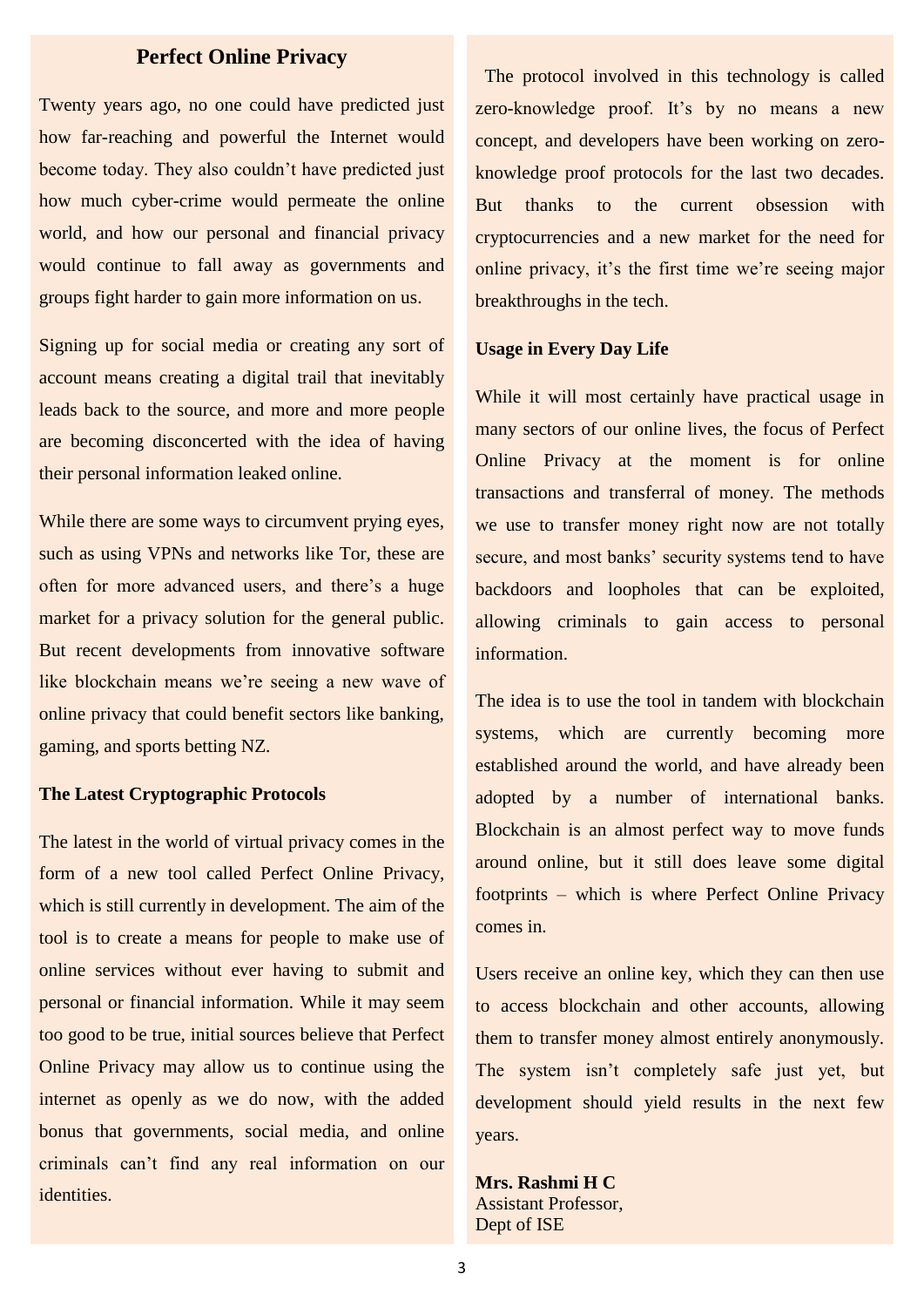## Perfect Online Privacy

Twenty years ago, no one could have predicted just how far-reaching and powerful the Internet would become today. They also couldn't have predicted just how much cyber-crime would permeate the online world, and how our personal and financial privacy would continue to fall away as governments and groups fight harder to gain more information on us.

Signing up for social media or creating any sort of account means creating a digital trail that inevitably leads back to the source, and more and more people are becoming disconcerted with the idea of having their personal information leaked online.

While there are some ways to circumvent prying eyes, such as using VPNs and networks like Tor, these are often for more advanced users, and there's a huge market for a privacy solution for the general public. But recent developments from innovative software like blockchain means we're seeing a new wave of online privacy that could benefit sectors like banking, gaming, and sports betting NZ.

### The Latest Cryptographic Protocols

The latest in the world of virtual privacy comes in the form of a new tool called Perfect Online Privacy, which is still currently in development. The aim of the tool is to create a means for people to make use of online services without ever having to submit and personal or financial information. While it may seem too good to be true, initial sources believe that Perfect Online Privacy may allow us to continue using the internet as openly as we do now, with the added bonus that governments, social media, and online criminals can't find any real information on our identities.

The protocol involved in this technology is called zero-knowledge proof. It's by no means a new concept, and developers have been working on zero-knowledge proof protocols for the last two decades. But thanks to the current obsession with cryptocurrencies and a new market for the need for online privacy, it's the first time we're seeing major breakthroughs in the tech.

### Usage in Every Day Life

While it will most certainly have practical usage in many sectors of our online lives, the focus of Perfect Online Privacy at the moment is for online transactions and transferral of money. The methods we use to transfer money right now are not totally secure, and most banks' security systems tend to have backdoors and loopholes that can be exploited, allowing criminals to gain access to personal information.

The idea is to use the tool in tandem with blockchain systems, which are currently becoming more established around the world, and have already been adopted by a number of international banks. Blockchain is an almost perfect way to move funds around online, but it still does leave some digital footprints – which is where Perfect Online Privacy comes in.

Users receive an online key, which they can then use to access blockchain and other accounts, allowing them to transfer money almost entirely anonymously. The system isn't completely safe just yet, but development should yield results in the next few years.

**Mrs. Rashmi H C**
Assistant Professor,
Dept of ISE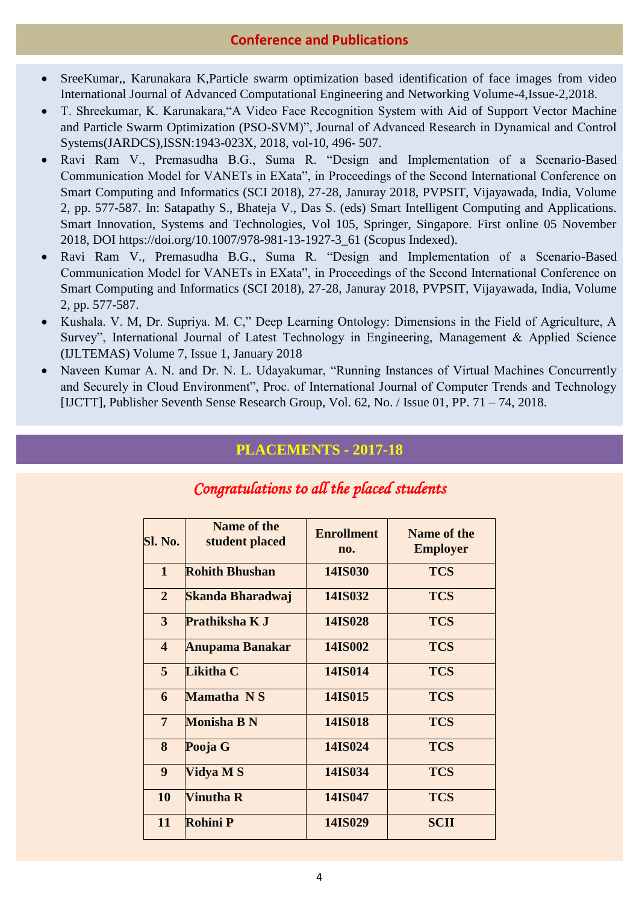## Conference and Publications

- SreeKumar,, Karunakara K,Particle swarm optimization based identification of face images from video International Journal of Advanced Computational Engineering and Networking Volume-4,Issue-2,2018.
- T. Shreekumar, K. Karunakara,"A Video Face Recognition System with Aid of Support Vector Machine and Particle Swarm Optimization (PSO-SVM)", Journal of Advanced Research in Dynamical and Control Systems(JARDCS),ISSN:1943-023X, 2018, vol-10, 496- 507.
- Ravi Ram V., Premasudha B.G., Suma R. "Design and Implementation of a Scenario-Based Communication Model for VANETs in EXata", in Proceedings of the Second International Conference on Smart Computing and Informatics (SCI 2018), 27-28, Januray 2018, PVPSIT, Vijayawada, India, Volume 2, pp. 577-587. In: Satapathy S., Bhateja V., Das S. (eds) Smart Intelligent Computing and Applications. Smart Innovation, Systems and Technologies, Vol 105, Springer, Singapore. First online 05 November 2018, DOI https://doi.org/10.1007/978-981-13-1927-3_61 (Scopus Indexed).
- Ravi Ram V., Premasudha B.G., Suma R. "Design and Implementation of a Scenario-Based Communication Model for VANETs in EXata", in Proceedings of the Second International Conference on Smart Computing and Informatics (SCI 2018), 27-28, Januray 2018, PVPSIT, Vijayawada, India, Volume 2, pp. 577-587.
- Kushala. V. M, Dr. Supriya. M. C," Deep Learning Ontology: Dimensions in the Field of Agriculture, A Survey", International Journal of Latest Technology in Engineering, Management & Applied Science (IJLTEMAS) Volume 7, Issue 1, January 2018
- Naveen Kumar A. N. and Dr. N. L. Udayakumar, "Running Instances of Virtual Machines Concurrently and Securely in Cloud Environment", Proc. of International Journal of Computer Trends and Technology [IJCTT], Publisher Seventh Sense Research Group, Vol. 62, No. / Issue 01, PP. 71 – 74, 2018.

## PLACEMENTS - 2017-18

*Congratulations to all the placed students*

| Sl. No. | Name of the student placed | Enrollment no. | Name of the Employer |
|---|---|---|---|
| 1 | Rohith Bhushan | 14IS030 | TCS |
| 2 | Skanda Bharadwaj | 14IS032 | TCS |
| 3 | Prathiksha K J | 14IS028 | TCS |
| 4 | Anupama Banakar | 14IS002 | TCS |
| 5 | Likitha C | 14IS014 | TCS |
| 6 | Mamatha N S | 14IS015 | TCS |
| 7 | Monisha B N | 14IS018 | TCS |
| 8 | Pooja G | 14IS024 | TCS |
| 9 | Vidya M S | 14IS034 | TCS |
| 10 | Vinutha R | 14IS047 | TCS |
| 11 | Rohini P | 14IS029 | SCII |